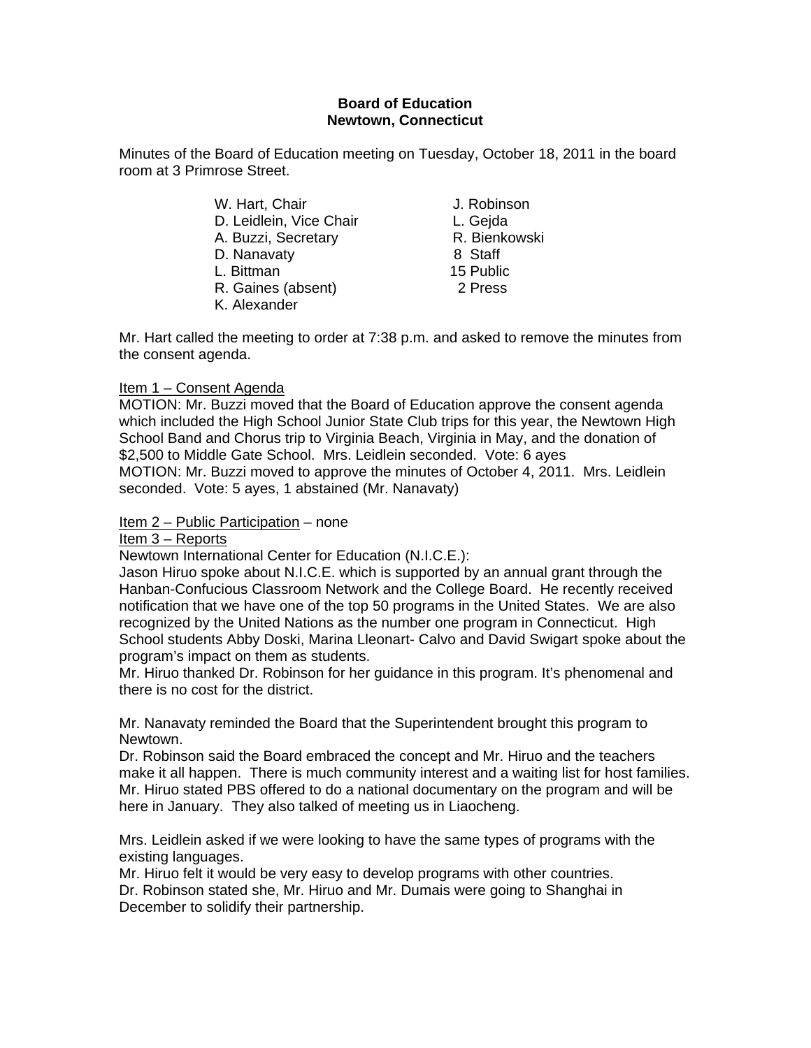**Board of Education**
**Newtown, Connecticut**

Minutes of the Board of Education meeting on Tuesday, October 18, 2011 in the board room at 3 Primrose Street.

| | |
|---|---|
| W. Hart, Chair | J. Robinson |
| D. Leidlein, Vice Chair | L. Gejda |
| A. Buzzi, Secretary | R. Bienkowski |
| D. Nanavaty | 8 Staff |
| L. Bittman | 15 Public |
| R. Gaines (absent) | 2 Press |
| K. Alexander | |

Mr. Hart called the meeting to order at 7:38 p.m. and asked to remove the minutes from the consent agenda.

Item 1 – Consent Agenda

MOTION: Mr. Buzzi moved that the Board of Education approve the consent agenda which included the High School Junior State Club trips for this year, the Newtown High School Band and Chorus trip to Virginia Beach, Virginia in May, and the donation of $2,500 to Middle Gate School. Mrs. Leidlein seconded. Vote: 6 ayes

MOTION: Mr. Buzzi moved to approve the minutes of October 4, 2011. Mrs. Leidlein seconded. Vote: 5 ayes, 1 abstained (Mr. Nanavaty)

Item 2 – Public Participation – none

Item 3 – Reports

Newtown International Center for Education (N.I.C.E.):

Jason Hiruo spoke about N.I.C.E. which is supported by an annual grant through the Hanban-Confucious Classroom Network and the College Board. He recently received notification that we have one of the top 50 programs in the United States. We are also recognized by the United Nations as the number one program in Connecticut. High School students Abby Doski, Marina Lleonart- Calvo and David Swigart spoke about the program's impact on them as students.

Mr. Hiruo thanked Dr. Robinson for her guidance in this program. It's phenomenal and there is no cost for the district.

Mr. Nanavaty reminded the Board that the Superintendent brought this program to Newtown.

Dr. Robinson said the Board embraced the concept and Mr. Hiruo and the teachers make it all happen. There is much community interest and a waiting list for host families.

Mr. Hiruo stated PBS offered to do a national documentary on the program and will be here in January. They also talked of meeting us in Liaocheng.

Mrs. Leidlein asked if we were looking to have the same types of programs with the existing languages.

Mr. Hiruo felt it would be very easy to develop programs with other countries.

Dr. Robinson stated she, Mr. Hiruo and Mr. Dumais were going to Shanghai in December to solidify their partnership.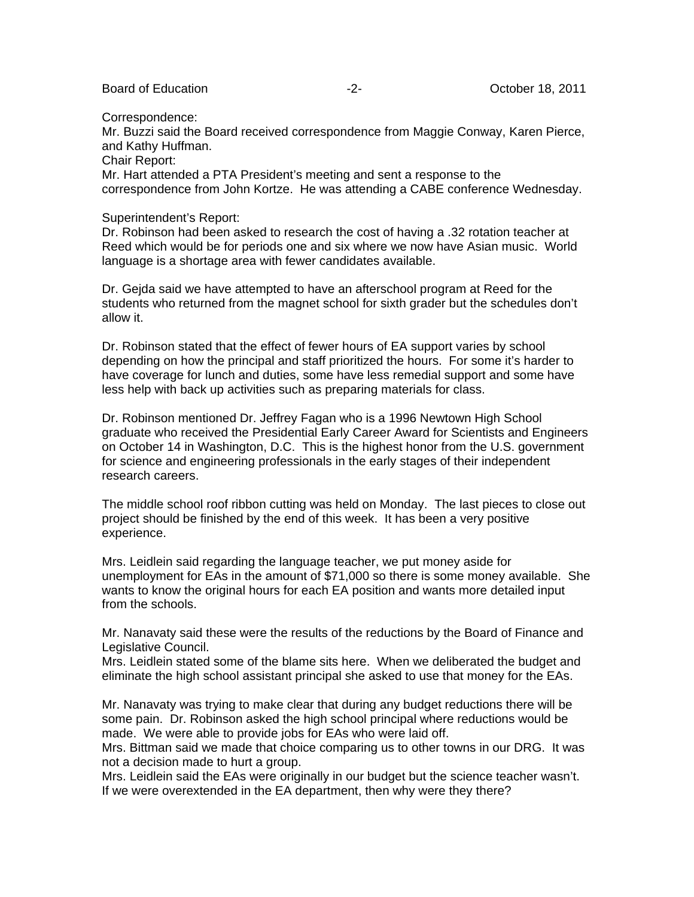Correspondence:
Mr. Buzzi said the Board received correspondence from Maggie Conway, Karen Pierce, and Kathy Huffman.

Chair Report:
Mr. Hart attended a PTA President's meeting and sent a response to the correspondence from John Kortze. He was attending a CABE conference Wednesday.

Superintendent's Report:
Dr. Robinson had been asked to research the cost of having a .32 rotation teacher at Reed which would be for periods one and six where we now have Asian music. World language is a shortage area with fewer candidates available.

Dr. Gejda said we have attempted to have an afterschool program at Reed for the students who returned from the magnet school for sixth grader but the schedules don't allow it.

Dr. Robinson stated that the effect of fewer hours of EA support varies by school depending on how the principal and staff prioritized the hours. For some it's harder to have coverage for lunch and duties, some have less remedial support and some have less help with back up activities such as preparing materials for class.

Dr. Robinson mentioned Dr. Jeffrey Fagan who is a 1996 Newtown High School graduate who received the Presidential Early Career Award for Scientists and Engineers on October 14 in Washington, D.C. This is the highest honor from the U.S. government for science and engineering professionals in the early stages of their independent research careers.

The middle school roof ribbon cutting was held on Monday. The last pieces to close out project should be finished by the end of this week. It has been a very positive experience.

Mrs. Leidlein said regarding the language teacher, we put money aside for unemployment for EAs in the amount of $71,000 so there is some money available. She wants to know the original hours for each EA position and wants more detailed input from the schools.

Mr. Nanavaty said these were the results of the reductions by the Board of Finance and Legislative Council.
Mrs. Leidlein stated some of the blame sits here. When we deliberated the budget and eliminate the high school assistant principal she asked to use that money for the EAs.

Mr. Nanavaty was trying to make clear that during any budget reductions there will be some pain. Dr. Robinson asked the high school principal where reductions would be made. We were able to provide jobs for EAs who were laid off.
Mrs. Bittman said we made that choice comparing us to other towns in our DRG. It was not a decision made to hurt a group.
Mrs. Leidlein said the EAs were originally in our budget but the science teacher wasn't. If we were overextended in the EA department, then why were they there?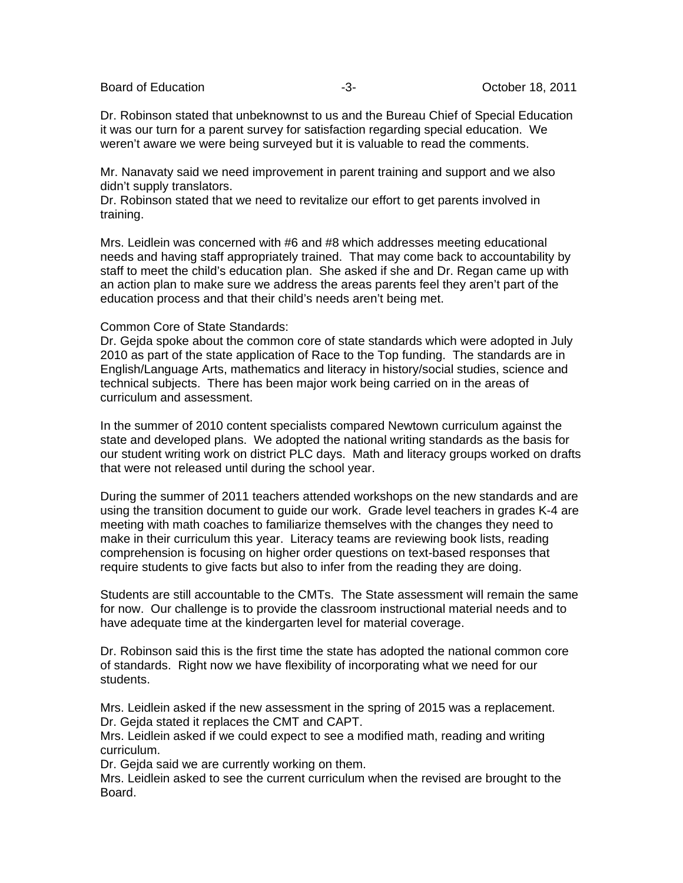Dr. Robinson stated that unbeknownst to us and the Bureau Chief of Special Education it was our turn for a parent survey for satisfaction regarding special education. We weren't aware we were being surveyed but it is valuable to read the comments.

Mr. Nanavaty said we need improvement in parent training and support and we also didn't supply translators.
Dr. Robinson stated that we need to revitalize our effort to get parents involved in training.

Mrs. Leidlein was concerned with #6 and #8 which addresses meeting educational needs and having staff appropriately trained. That may come back to accountability by staff to meet the child's education plan. She asked if she and Dr. Regan came up with an action plan to make sure we address the areas parents feel they aren't part of the education process and that their child's needs aren't being met.

Common Core of State Standards:
Dr. Gejda spoke about the common core of state standards which were adopted in July 2010 as part of the state application of Race to the Top funding. The standards are in English/Language Arts, mathematics and literacy in history/social studies, science and technical subjects. There has been major work being carried on in the areas of curriculum and assessment.

In the summer of 2010 content specialists compared Newtown curriculum against the state and developed plans. We adopted the national writing standards as the basis for our student writing work on district PLC days. Math and literacy groups worked on drafts that were not released until during the school year.

During the summer of 2011 teachers attended workshops on the new standards and are using the transition document to guide our work. Grade level teachers in grades K-4 are meeting with math coaches to familiarize themselves with the changes they need to make in their curriculum this year. Literacy teams are reviewing book lists, reading comprehension is focusing on higher order questions on text-based responses that require students to give facts but also to infer from the reading they are doing.

Students are still accountable to the CMTs. The State assessment will remain the same for now. Our challenge is to provide the classroom instructional material needs and to have adequate time at the kindergarten level for material coverage.

Dr. Robinson said this is the first time the state has adopted the national common core of standards. Right now we have flexibility of incorporating what we need for our students.

Mrs. Leidlein asked if the new assessment in the spring of 2015 was a replacement.
Dr. Gejda stated it replaces the CMT and CAPT.
Mrs. Leidlein asked if we could expect to see a modified math, reading and writing curriculum.
Dr. Gejda said we are currently working on them.
Mrs. Leidlein asked to see the current curriculum when the revised are brought to the Board.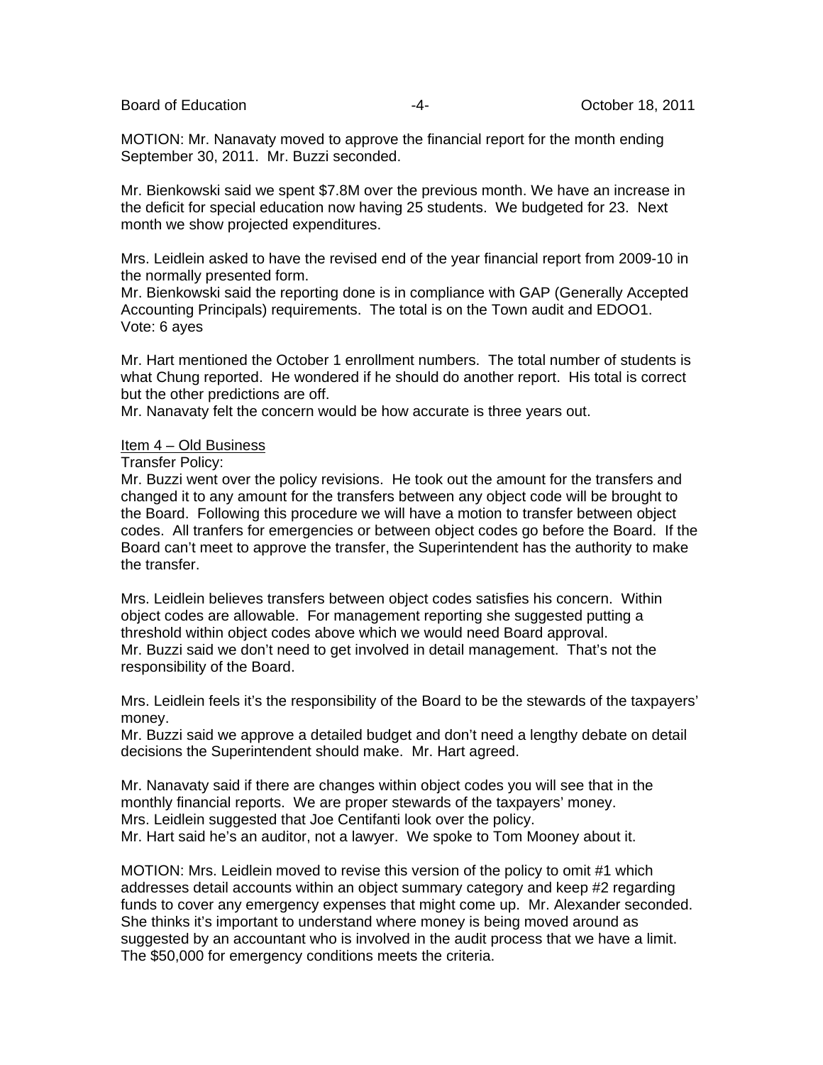MOTION: Mr. Nanavaty moved to approve the financial report for the month ending September 30, 2011. Mr. Buzzi seconded.

Mr. Bienkowski said we spent $7.8M over the previous month. We have an increase in the deficit for special education now having 25 students. We budgeted for 23. Next month we show projected expenditures.

Mrs. Leidlein asked to have the revised end of the year financial report from 2009-10 in the normally presented form.
Mr. Bienkowski said the reporting done is in compliance with GAP (Generally Accepted Accounting Principals) requirements. The total is on the Town audit and EDOO1.
Vote: 6 ayes

Mr. Hart mentioned the October 1 enrollment numbers. The total number of students is what Chung reported. He wondered if he should do another report. His total is correct but the other predictions are off.
Mr. Nanavaty felt the concern would be how accurate is three years out.

<u>Item 4 – Old Business</u>

Transfer Policy:
Mr. Buzzi went over the policy revisions. He took out the amount for the transfers and changed it to any amount for the transfers between any object code will be brought to the Board. Following this procedure we will have a motion to transfer between object codes. All tranfers for emergencies or between object codes go before the Board. If the Board can't meet to approve the transfer, the Superintendent has the authority to make the transfer.

Mrs. Leidlein believes transfers between object codes satisfies his concern. Within object codes are allowable. For management reporting she suggested putting a threshold within object codes above which we would need Board approval.
Mr. Buzzi said we don't need to get involved in detail management. That's not the responsibility of the Board.

Mrs. Leidlein feels it's the responsibility of the Board to be the stewards of the taxpayers' money.
Mr. Buzzi said we approve a detailed budget and don't need a lengthy debate on detail decisions the Superintendent should make. Mr. Hart agreed.

Mr. Nanavaty said if there are changes within object codes you will see that in the monthly financial reports. We are proper stewards of the taxpayers' money.
Mrs. Leidlein suggested that Joe Centifanti look over the policy.
Mr. Hart said he's an auditor, not a lawyer. We spoke to Tom Mooney about it.

MOTION: Mrs. Leidlein moved to revise this version of the policy to omit #1 which addresses detail accounts within an object summary category and keep #2 regarding funds to cover any emergency expenses that might come up. Mr. Alexander seconded. She thinks it's important to understand where money is being moved around as suggested by an accountant who is involved in the audit process that we have a limit. The $50,000 for emergency conditions meets the criteria.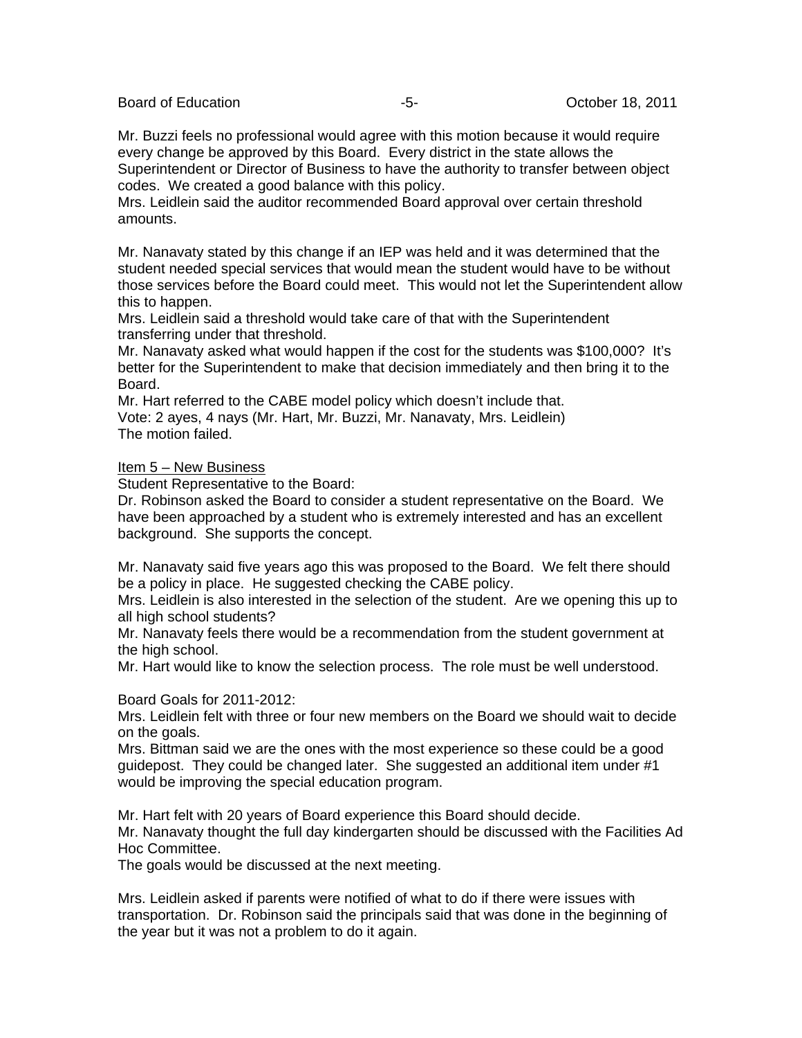Mr. Buzzi feels no professional would agree with this motion because it would require every change be approved by this Board. Every district in the state allows the Superintendent or Director of Business to have the authority to transfer between object codes. We created a good balance with this policy.
Mrs. Leidlein said the auditor recommended Board approval over certain threshold amounts.

Mr. Nanavaty stated by this change if an IEP was held and it was determined that the student needed special services that would mean the student would have to be without those services before the Board could meet. This would not let the Superintendent allow this to happen.
Mrs. Leidlein said a threshold would take care of that with the Superintendent transferring under that threshold.
Mr. Nanavaty asked what would happen if the cost for the students was $100,000? It's better for the Superintendent to make that decision immediately and then bring it to the Board.
Mr. Hart referred to the CABE model policy which doesn't include that.
Vote: 2 ayes, 4 nays (Mr. Hart, Mr. Buzzi, Mr. Nanavaty, Mrs. Leidlein)
The motion failed.

<u>Item 5 – New Business</u>
Student Representative to the Board:
Dr. Robinson asked the Board to consider a student representative on the Board. We have been approached by a student who is extremely interested and has an excellent background. She supports the concept.

Mr. Nanavaty said five years ago this was proposed to the Board. We felt there should be a policy in place. He suggested checking the CABE policy.
Mrs. Leidlein is also interested in the selection of the student. Are we opening this up to all high school students?
Mr. Nanavaty feels there would be a recommendation from the student government at the high school.
Mr. Hart would like to know the selection process. The role must be well understood.

Board Goals for 2011-2012:
Mrs. Leidlein felt with three or four new members on the Board we should wait to decide on the goals.
Mrs. Bittman said we are the ones with the most experience so these could be a good guidepost. They could be changed later. She suggested an additional item under #1 would be improving the special education program.

Mr. Hart felt with 20 years of Board experience this Board should decide.
Mr. Nanavaty thought the full day kindergarten should be discussed with the Facilities Ad Hoc Committee.
The goals would be discussed at the next meeting.

Mrs. Leidlein asked if parents were notified of what to do if there were issues with transportation. Dr. Robinson said the principals said that was done in the beginning of the year but it was not a problem to do it again.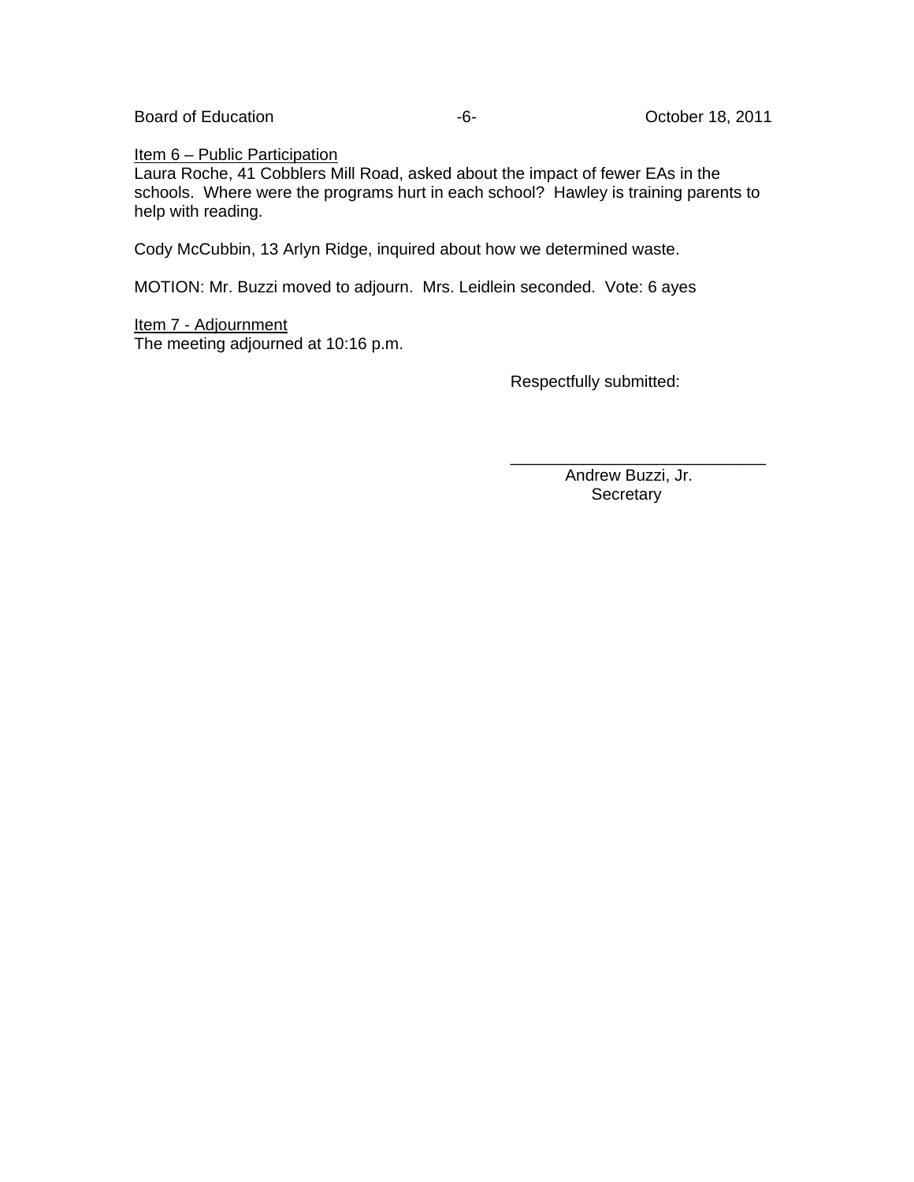<u>Item 6 – Public Participation</u>

Laura Roche, 41 Cobblers Mill Road, asked about the impact of fewer EAs in the schools. Where were the programs hurt in each school? Hawley is training parents to help with reading.

Cody McCubbin, 13 Arlyn Ridge, inquired about how we determined waste.

MOTION: Mr. Buzzi moved to adjourn. Mrs. Leidlein seconded. Vote: 6 ayes

<u>Item 7 - Adjournment</u>

The meeting adjourned at 10:16 p.m.

Respectfully submitted:

\_\_\_\_\_\_\_\_\_\_\_\_\_\_\_\_\_\_\_\_\_\_\_\_\_\_\_\_

Andrew Buzzi, Jr.
Secretary